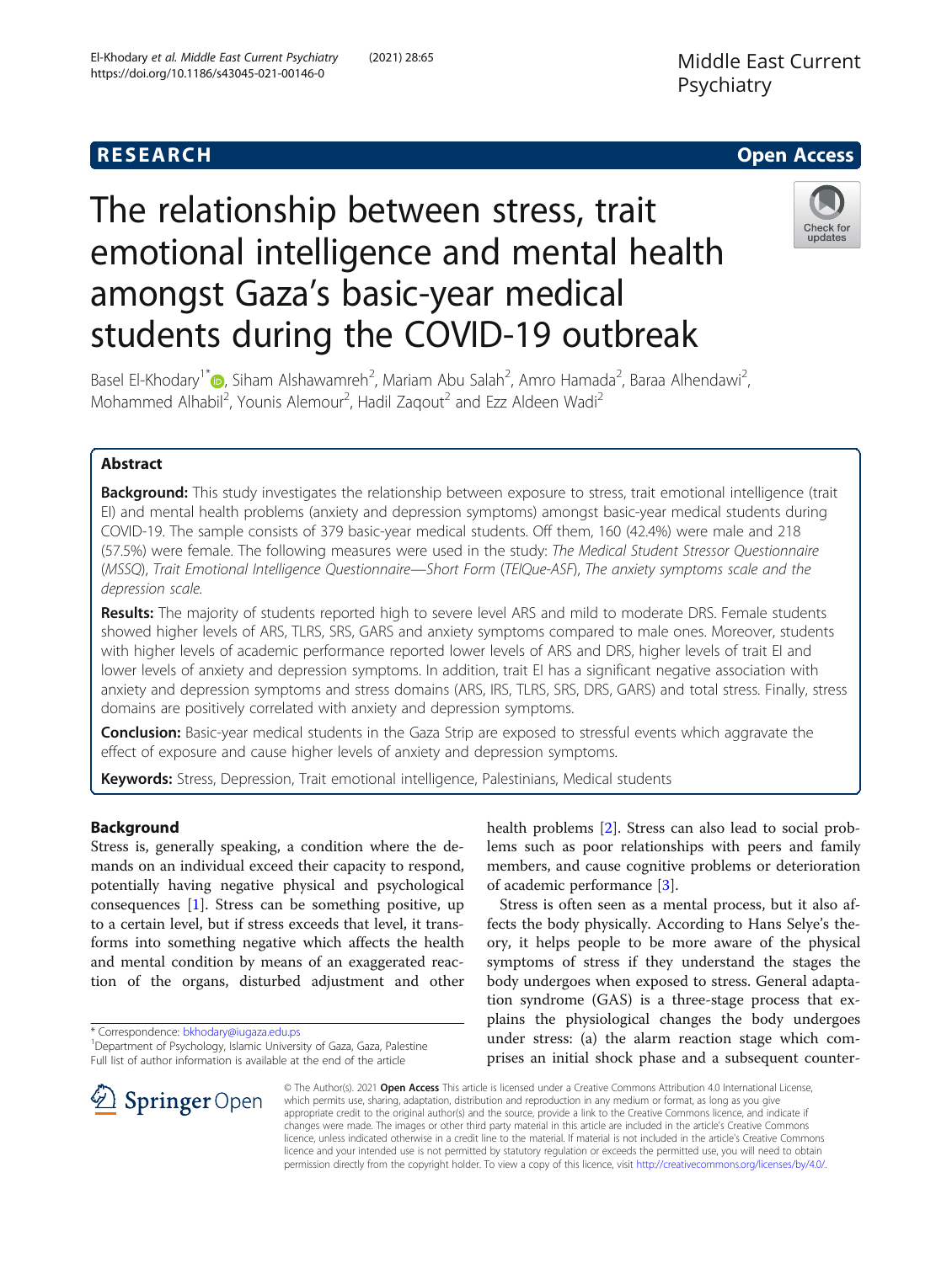RESEARCH

Open Access

# The relationship between stress, trait emotional intelligence and mental health amongst Gaza's basic-year medical students during the COVID-19 outbreak

Basel El-Khodary[1*], Siham Alshawamreh[2], Mariam Abu Salah[2], Amro Hamada[2], Baraa Alhendawi[2], Mohammed Alhabil[2], Younis Alemour[2], Hadil Zaqout[2] and Ezz Aldeen Wadi[2]

## Abstract

**Background:** This study investigates the relationship between exposure to stress, trait emotional intelligence (trait EI) and mental health problems (anxiety and depression symptoms) amongst basic-year medical students during COVID-19. The sample consists of 379 basic-year medical students. Off them, 160 (42.4%) were male and 218 (57.5%) were female. The following measures were used in the study: *The Medical Student Stressor Questionnaire* (*MSSQ*), *Trait Emotional Intelligence Questionnaire—Short Form* (*TEIQue-ASF*), *The anxiety symptoms scale and the depression scale*.

**Results:** The majority of students reported high to severe level ARS and mild to moderate DRS. Female students showed higher levels of ARS, TLRS, SRS, GARS and anxiety symptoms compared to male ones. Moreover, students with higher levels of academic performance reported lower levels of ARS and DRS, higher levels of trait EI and lower levels of anxiety and depression symptoms. In addition, trait EI has a significant negative association with anxiety and depression symptoms and stress domains (ARS, IRS, TLRS, SRS, DRS, GARS) and total stress. Finally, stress domains are positively correlated with anxiety and depression symptoms.

**Conclusion:** Basic-year medical students in the Gaza Strip are exposed to stressful events which aggravate the effect of exposure and cause higher levels of anxiety and depression symptoms.

**Keywords:** Stress, Depression, Trait emotional intelligence, Palestinians, Medical students

## Background

Stress is, generally speaking, a condition where the demands on an individual exceed their capacity to respond, potentially having negative physical and psychological consequences [1]. Stress can be something positive, up to a certain level, but if stress exceeds that level, it transforms into something negative which affects the health and mental condition by means of an exaggerated reaction of the organs, disturbed adjustment and other health problems [2]. Stress can also lead to social problems such as poor relationships with peers and family members, and cause cognitive problems or deterioration of academic performance [3].

Stress is often seen as a mental process, but it also affects the body physically. According to Hans Selye's theory, it helps people to be more aware of the physical symptoms of stress if they understand the stages the body undergoes when exposed to stress. General adaptation syndrome (GAS) is a three-stage process that explains the physiological changes the body undergoes under stress: (a) the alarm reaction stage which comprises an initial shock phase and a subsequent counter-

\* Correspondence: bkhodary@iugaza.edu.ps
[1]Department of Psychology, Islamic University of Gaza, Gaza, Palestine
Full list of author information is available at the end of the article

© The Author(s). 2021 **Open Access** This article is licensed under a Creative Commons Attribution 4.0 International License, which permits use, sharing, adaptation, distribution and reproduction in any medium or format, as long as you give appropriate credit to the original author(s) and the source, provide a link to the Creative Commons licence, and indicate if changes were made. The images or other third party material in this article are included in the article's Creative Commons licence, unless indicated otherwise in a credit line to the material. If material is not included in the article's Creative Commons licence and your intended use is not permitted by statutory regulation or exceeds the permitted use, you will need to obtain permission directly from the copyright holder. To view a copy of this licence, visit http://creativecommons.org/licenses/by/4.0/.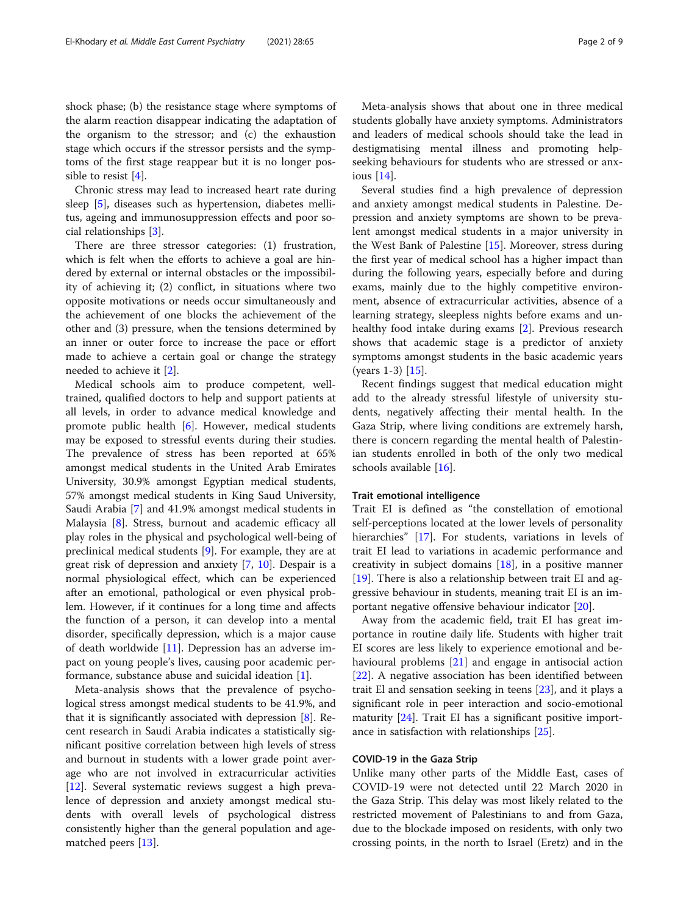shock phase; (b) the resistance stage where symptoms of the alarm reaction disappear indicating the adaptation of the organism to the stressor; and (c) the exhaustion stage which occurs if the stressor persists and the symptoms of the first stage reappear but it is no longer possible to resist [4].

Chronic stress may lead to increased heart rate during sleep [5], diseases such as hypertension, diabetes mellitus, ageing and immunosuppression effects and poor social relationships [3].

There are three stressor categories: (1) frustration, which is felt when the efforts to achieve a goal are hindered by external or internal obstacles or the impossibility of achieving it; (2) conflict, in situations where two opposite motivations or needs occur simultaneously and the achievement of one blocks the achievement of the other and (3) pressure, when the tensions determined by an inner or outer force to increase the pace or effort made to achieve a certain goal or change the strategy needed to achieve it [2].

Medical schools aim to produce competent, well-trained, qualified doctors to help and support patients at all levels, in order to advance medical knowledge and promote public health [6]. However, medical students may be exposed to stressful events during their studies. The prevalence of stress has been reported at 65% amongst medical students in the United Arab Emirates University, 30.9% amongst Egyptian medical students, 57% amongst medical students in King Saud University, Saudi Arabia [7] and 41.9% amongst medical students in Malaysia [8]. Stress, burnout and academic efficacy all play roles in the physical and psychological well-being of preclinical medical students [9]. For example, they are at great risk of depression and anxiety [7, 10]. Despair is a normal physiological effect, which can be experienced after an emotional, pathological or even physical problem. However, if it continues for a long time and affects the function of a person, it can develop into a mental disorder, specifically depression, which is a major cause of death worldwide [11]. Depression has an adverse impact on young people's lives, causing poor academic performance, substance abuse and suicidal ideation [1].

Meta-analysis shows that the prevalence of psychological stress amongst medical students to be 41.9%, and that it is significantly associated with depression [8]. Recent research in Saudi Arabia indicates a statistically significant positive correlation between high levels of stress and burnout in students with a lower grade point average who are not involved in extracurricular activities [12]. Several systematic reviews suggest a high prevalence of depression and anxiety amongst medical students with overall levels of psychological distress consistently higher than the general population and age-matched peers [13].

Meta-analysis shows that about one in three medical students globally have anxiety symptoms. Administrators and leaders of medical schools should take the lead in destigmatising mental illness and promoting help-seeking behaviours for students who are stressed or anxious [14].

Several studies find a high prevalence of depression and anxiety amongst medical students in Palestine. Depression and anxiety symptoms are shown to be prevalent amongst medical students in a major university in the West Bank of Palestine [15]. Moreover, stress during the first year of medical school has a higher impact than during the following years, especially before and during exams, mainly due to the highly competitive environment, absence of extracurricular activities, absence of a learning strategy, sleepless nights before exams and unhealthy food intake during exams [2]. Previous research shows that academic stage is a predictor of anxiety symptoms amongst students in the basic academic years (years 1-3) [15].

Recent findings suggest that medical education might add to the already stressful lifestyle of university students, negatively affecting their mental health. In the Gaza Strip, where living conditions are extremely harsh, there is concern regarding the mental health of Palestinian students enrolled in both of the only two medical schools available [16].

### Trait emotional intelligence

Trait EI is defined as "the constellation of emotional self-perceptions located at the lower levels of personality hierarchies" [17]. For students, variations in levels of trait EI lead to variations in academic performance and creativity in subject domains [18], in a positive manner [19]. There is also a relationship between trait EI and aggressive behaviour in students, meaning trait EI is an important negative offensive behaviour indicator [20].

Away from the academic field, trait EI has great importance in routine daily life. Students with higher trait EI scores are less likely to experience emotional and behavioural problems [21] and engage in antisocial action [22]. A negative association has been identified between trait El and sensation seeking in teens [23], and it plays a significant role in peer interaction and socio-emotional maturity [24]. Trait EI has a significant positive importance in satisfaction with relationships [25].

### COVID-19 in the Gaza Strip

Unlike many other parts of the Middle East, cases of COVID-19 were not detected until 22 March 2020 in the Gaza Strip. This delay was most likely related to the restricted movement of Palestinians to and from Gaza, due to the blockade imposed on residents, with only two crossing points, in the north to Israel (Eretz) and in the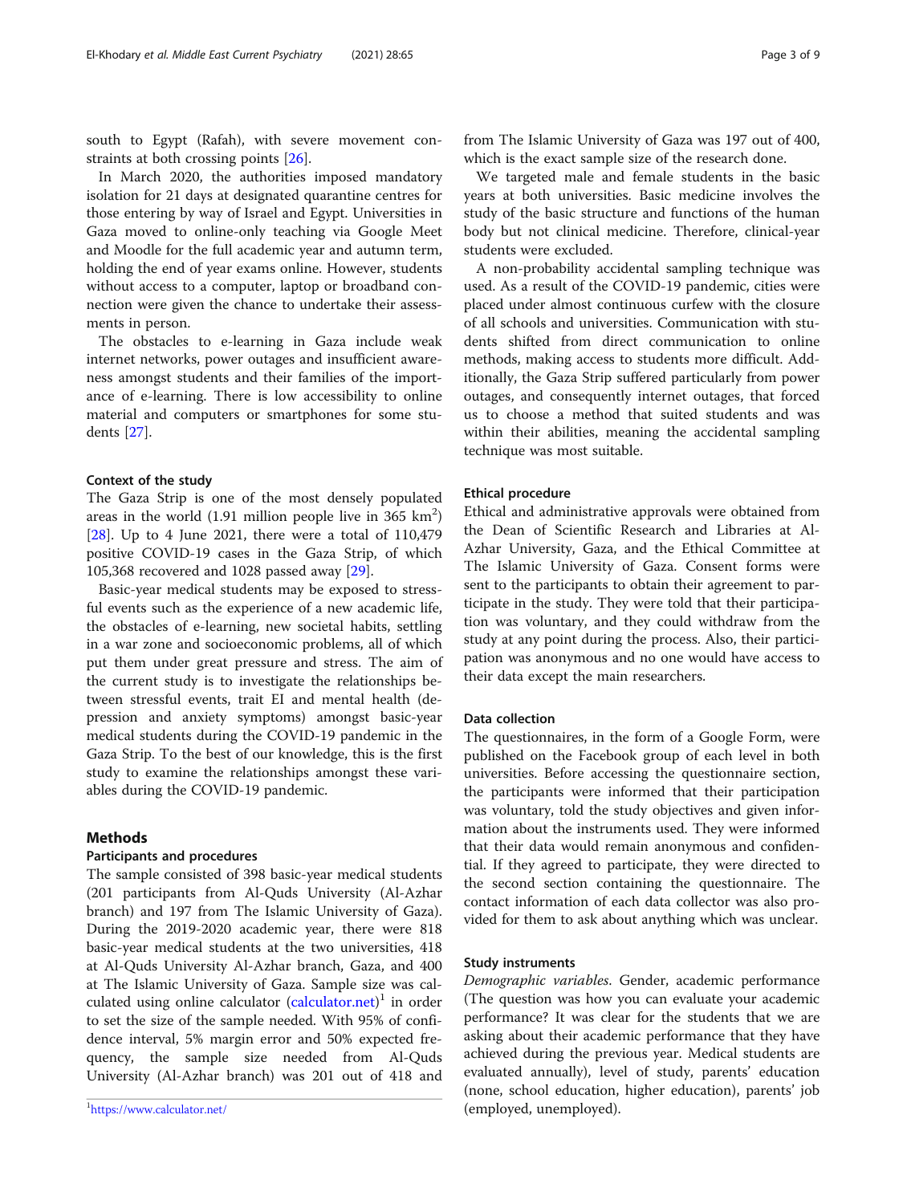south to Egypt (Rafah), with severe movement constraints at both crossing points [26].

In March 2020, the authorities imposed mandatory isolation for 21 days at designated quarantine centres for those entering by way of Israel and Egypt. Universities in Gaza moved to online-only teaching via Google Meet and Moodle for the full academic year and autumn term, holding the end of year exams online. However, students without access to a computer, laptop or broadband connection were given the chance to undertake their assessments in person.

The obstacles to e-learning in Gaza include weak internet networks, power outages and insufficient awareness amongst students and their families of the importance of e-learning. There is low accessibility to online material and computers or smartphones for some students [27].

### Context of the study

The Gaza Strip is one of the most densely populated areas in the world (1.91 million people live in 365 km$^2$) [28]. Up to 4 June 2021, there were a total of 110,479 positive COVID-19 cases in the Gaza Strip, of which 105,368 recovered and 1028 passed away [29].

Basic-year medical students may be exposed to stressful events such as the experience of a new academic life, the obstacles of e-learning, new societal habits, settling in a war zone and socioeconomic problems, all of which put them under great pressure and stress. The aim of the current study is to investigate the relationships between stressful events, trait EI and mental health (depression and anxiety symptoms) amongst basic-year medical students during the COVID-19 pandemic in the Gaza Strip. To the best of our knowledge, this is the first study to examine the relationships amongst these variables during the COVID-19 pandemic.

## Methods

### Participants and procedures

The sample consisted of 398 basic-year medical students (201 participants from Al-Quds University (Al-Azhar branch) and 197 from The Islamic University of Gaza). During the 2019-2020 academic year, there were 818 basic-year medical students at the two universities, 418 at Al-Quds University Al-Azhar branch, Gaza, and 400 at The Islamic University of Gaza. Sample size was calculated using online calculator (calculator.net)[1] in order to set the size of the sample needed. With 95% of confidence interval, 5% margin error and 50% expected frequency, the sample size needed from Al-Quds University (Al-Azhar branch) was 201 out of 418 and from The Islamic University of Gaza was 197 out of 400, which is the exact sample size of the research done.

We targeted male and female students in the basic years at both universities. Basic medicine involves the study of the basic structure and functions of the human body but not clinical medicine. Therefore, clinical-year students were excluded.

A non-probability accidental sampling technique was used. As a result of the COVID-19 pandemic, cities were placed under almost continuous curfew with the closure of all schools and universities. Communication with students shifted from direct communication to online methods, making access to students more difficult. Additionally, the Gaza Strip suffered particularly from power outages, and consequently internet outages, that forced us to choose a method that suited students and was within their abilities, meaning the accidental sampling technique was most suitable.

### Ethical procedure

Ethical and administrative approvals were obtained from the Dean of Scientific Research and Libraries at Al-Azhar University, Gaza, and the Ethical Committee at The Islamic University of Gaza. Consent forms were sent to the participants to obtain their agreement to participate in the study. They were told that their participation was voluntary, and they could withdraw from the study at any point during the process. Also, their participation was anonymous and no one would have access to their data except the main researchers.

### Data collection

The questionnaires, in the form of a Google Form, were published on the Facebook group of each level in both universities. Before accessing the questionnaire section, the participants were informed that their participation was voluntary, told the study objectives and given information about the instruments used. They were informed that their data would remain anonymous and confidential. If they agreed to participate, they were directed to the second section containing the questionnaire. The contact information of each data collector was also provided for them to ask about anything which was unclear.

### Study instruments

*Demographic variables*. Gender, academic performance (The question was how you can evaluate your academic performance? It was clear for the students that we are asking about their academic performance that they have achieved during the previous year. Medical students are evaluated annually), level of study, parents' education (none, school education, higher education), parents' job (employed, unemployed).

[1] https://www.calculator.net/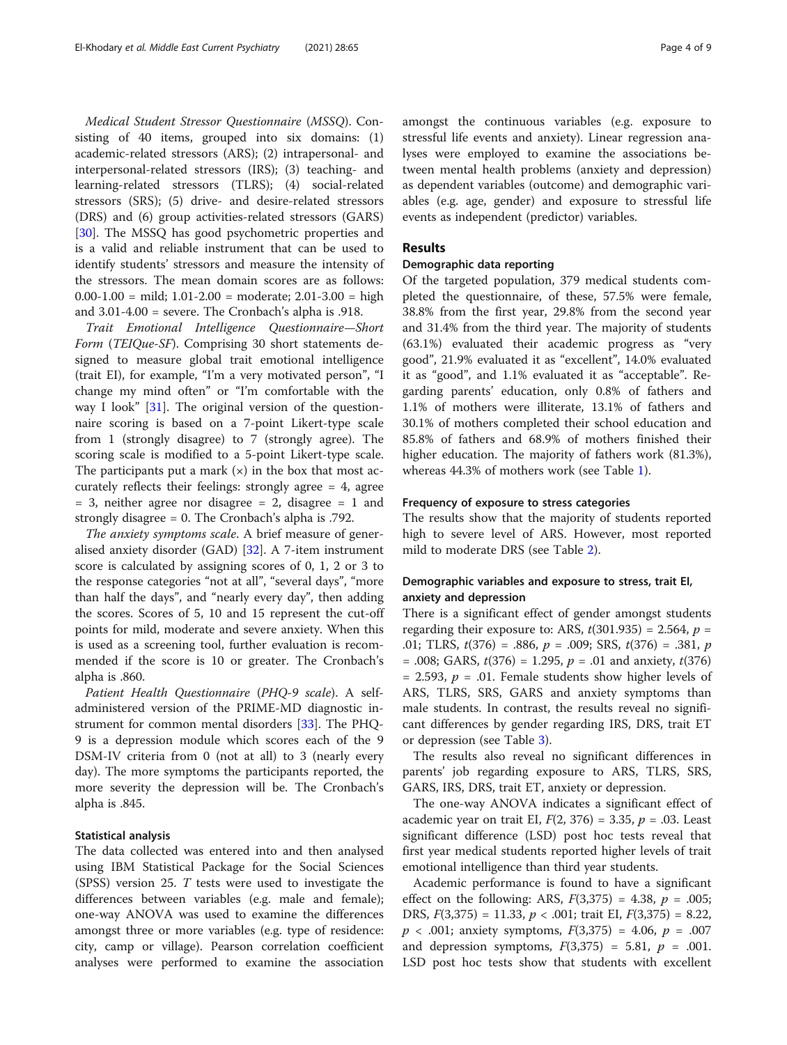*Medical Student Stressor Questionnaire* (*MSSQ*). Consisting of 40 items, grouped into six domains: (1) academic-related stressors (ARS); (2) intrapersonal- and interpersonal-related stressors (IRS); (3) teaching- and learning-related stressors (TLRS); (4) social-related stressors (SRS); (5) drive- and desire-related stressors (DRS) and (6) group activities-related stressors (GARS) [30]. The MSSQ has good psychometric properties and is a valid and reliable instrument that can be used to identify students' stressors and measure the intensity of the stressors. The mean domain scores are as follows: 0.00-1.00 = mild; 1.01-2.00 = moderate; 2.01-3.00 = high and 3.01-4.00 = severe. The Cronbach's alpha is .918.

*Trait Emotional Intelligence Questionnaire—Short Form* (*TEIQue-SF*). Comprising 30 short statements designed to measure global trait emotional intelligence (trait EI), for example, "I'm a very motivated person", "I change my mind often" or "I'm comfortable with the way I look" [31]. The original version of the questionnaire scoring is based on a 7-point Likert-type scale from 1 (strongly disagree) to 7 (strongly agree). The scoring scale is modified to a 5-point Likert-type scale. The participants put a mark (×) in the box that most accurately reflects their feelings: strongly agree = 4, agree = 3, neither agree nor disagree = 2, disagree = 1 and strongly disagree = 0. The Cronbach's alpha is .792.

*The anxiety symptoms scale*. A brief measure of generalised anxiety disorder (GAD) [32]. A 7-item instrument score is calculated by assigning scores of 0, 1, 2 or 3 to the response categories "not at all", "several days", "more than half the days", and "nearly every day", then adding the scores. Scores of 5, 10 and 15 represent the cut-off points for mild, moderate and severe anxiety. When this is used as a screening tool, further evaluation is recommended if the score is 10 or greater. The Cronbach's alpha is .860.

*Patient Health Questionnaire* (*PHQ-9 scale*). A self-administered version of the PRIME-MD diagnostic instrument for common mental disorders [33]. The PHQ-9 is a depression module which scores each of the 9 DSM-IV criteria from 0 (not at all) to 3 (nearly every day). The more symptoms the participants reported, the more severity the depression will be. The Cronbach's alpha is .845.

#### Statistical analysis

The data collected was entered into and then analysed using IBM Statistical Package for the Social Sciences (SPSS) version 25. *T* tests were used to investigate the differences between variables (e.g. male and female); one-way ANOVA was used to examine the differences amongst three or more variables (e.g. type of residence: city, camp or village). Pearson correlation coefficient analyses were performed to examine the association amongst the continuous variables (e.g. exposure to stressful life events and anxiety). Linear regression analyses were employed to examine the associations between mental health problems (anxiety and depression) as dependent variables (outcome) and demographic variables (e.g. age, gender) and exposure to stressful life events as independent (predictor) variables.

## Results

#### Demographic data reporting

Of the targeted population, 379 medical students completed the questionnaire, of these, 57.5% were female, 38.8% from the first year, 29.8% from the second year and 31.4% from the third year. The majority of students (63.1%) evaluated their academic progress as "very good", 21.9% evaluated it as "excellent", 14.0% evaluated it as "good", and 1.1% evaluated it as "acceptable". Regarding parents' education, only 0.8% of fathers and 1.1% of mothers were illiterate, 13.1% of fathers and 30.1% of mothers completed their school education and 85.8% of fathers and 68.9% of mothers finished their higher education. The majority of fathers work (81.3%), whereas 44.3% of mothers work (see Table 1).

#### Frequency of exposure to stress categories

The results show that the majority of students reported high to severe level of ARS. However, most reported mild to moderate DRS (see Table 2).

#### Demographic variables and exposure to stress, trait EI, anxiety and depression

There is a significant effect of gender amongst students regarding their exposure to: ARS, $t(301.935) = 2.564$, $p = .01$; TLRS, $t(376) = .886$, $p = .009$; SRS, $t(376) = .381$, $p = .008$; GARS, $t(376) = 1.295$, $p = .01$ and anxiety, $t(376) = 2.593$, $p = .01$. Female students show higher levels of ARS, TLRS, SRS, GARS and anxiety symptoms than male students. In contrast, the results reveal no significant differences by gender regarding IRS, DRS, trait ET or depression (see Table 3).

The results also reveal no significant differences in parents' job regarding exposure to ARS, TLRS, SRS, GARS, IRS, DRS, trait ET, anxiety or depression.

The one-way ANOVA indicates a significant effect of academic year on trait EI, $F(2, 376) = 3.35$, $p = .03$. Least significant difference (LSD) post hoc tests reveal that first year medical students reported higher levels of trait emotional intelligence than third year students.

Academic performance is found to have a significant effect on the following: ARS, $F(3,375) = 4.38$, $p = .005$; DRS, $F(3,375) = 11.33$, $p < .001$; trait EI, $F(3,375) = 8.22$, $p < .001$; anxiety symptoms, $F(3,375) = 4.06$, $p = .007$ and depression symptoms, $F(3,375) = 5.81$, $p = .001$. LSD post hoc tests show that students with excellent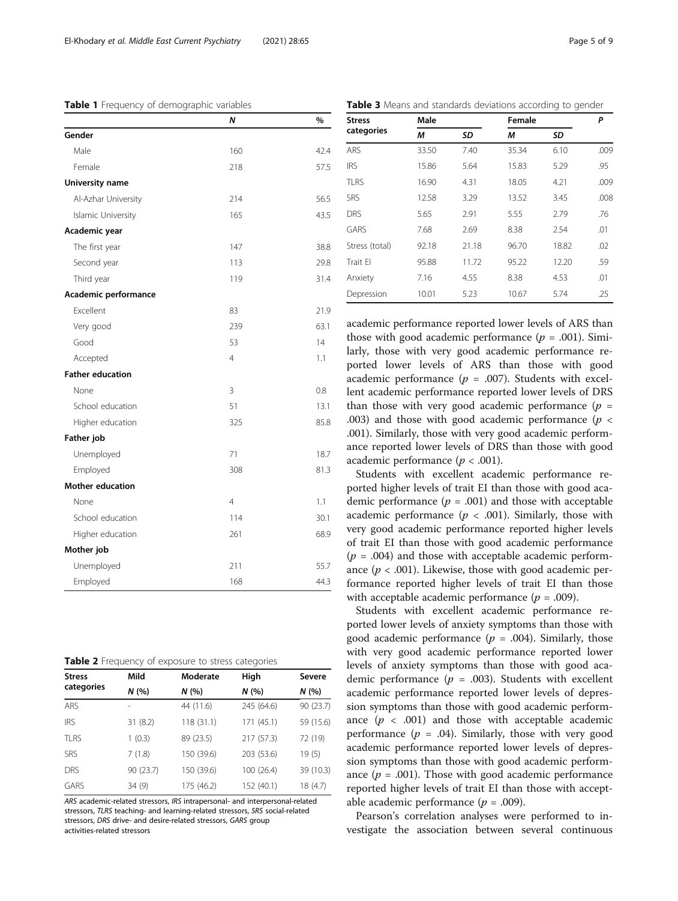**Table 1** Frequency of demographic variables

| | *N* | % |
|---|---|---|
| **Gender** | | |
| Male | 160 | 42.4 |
| Female | 218 | 57.5 |
| **University name** | | |
| Al-Azhar University | 214 | 56.5 |
| Islamic University | 165 | 43.5 |
| **Academic year** | | |
| The first year | 147 | 38.8 |
| Second year | 113 | 29.8 |
| Third year | 119 | 31.4 |
| **Academic performance** | | |
| Excellent | 83 | 21.9 |
| Very good | 239 | 63.1 |
| Good | 53 | 14 |
| Accepted | 4 | 1.1 |
| **Father education** | | |
| None | 3 | 0.8 |
| School education | 51 | 13.1 |
| Higher education | 325 | 85.8 |
| **Father job** | | |
| Unemployed | 71 | 18.7 |
| Employed | 308 | 81.3 |
| **Mother education** | | |
| None | 4 | 1.1 |
| School education | 114 | 30.1 |
| Higher education | 261 | 68.9 |
| **Mother job** | | |
| Unemployed | 211 | 55.7 |
| Employed | 168 | 44.3 |

**Table 2** Frequency of exposure to stress categories

| Stress categories | Mild | Moderate | High | Severe |
|---|---|---|---|---|
| | *N* (%) | *N* (%) | *N* (%) | *N* (%) |
| ARS | - | 44 (11.6) | 245 (64.6) | 90 (23.7) |
| IRS | 31 (8.2) | 118 (31.1) | 171 (45.1) | 59 (15.6) |
| TLRS | 1 (0.3) | 89 (23.5) | 217 (57.3) | 72 (19) |
| SRS | 7 (1.8) | 150 (39.6) | 203 (53.6) | 19 (5) |
| DRS | 90 (23.7) | 150 (39.6) | 100 (26.4) | 39 (10.3) |
| GARS | 34 (9) | 175 (46.2) | 152 (40.1) | 18 (4.7) |

*ARS* academic-related stressors, *IRS* intrapersonal- and interpersonal-related stressors, *TLRS* teaching- and learning-related stressors, *SRS* social-related stressors, *DRS* drive- and desire-related stressors, *GARS* group activities-related stressors

**Table 3** Means and standards deviations according to gender

| Stress categories | Male | | Female | | *P* |
|---|---|---|---|---|---|
| | *M* | *SD* | *M* | *SD* | |
| ARS | 33.50 | 7.40 | 35.34 | 6.10 | .009 |
| IRS | 15.86 | 5.64 | 15.83 | 5.29 | .95 |
| TLRS | 16.90 | 4.31 | 18.05 | 4.21 | .009 |
| SRS | 12.58 | 3.29 | 13.52 | 3.45 | .008 |
| DRS | 5.65 | 2.91 | 5.55 | 2.79 | .76 |
| GARS | 7.68 | 2.69 | 8.38 | 2.54 | .01 |
| Stress (total) | 92.18 | 21.18 | 96.70 | 18.82 | .02 |
| Trait EI | 95.88 | 11.72 | 95.22 | 12.20 | .59 |
| Anxiety | 7.16 | 4.55 | 8.38 | 4.53 | .01 |
| Depression | 10.01 | 5.23 | 10.67 | 5.74 | .25 |

academic performance reported lower levels of ARS than those with good academic performance ($p$ = .001). Similarly, those with very good academic performance reported lower levels of ARS than those with good academic performance ($p$ = .007). Students with excellent academic performance reported lower levels of DRS than those with very good academic performance ($p$ = .003) and those with good academic performance ($p$ < .001). Similarly, those with very good academic performance reported lower levels of DRS than those with good academic performance ($p$ < .001).

Students with excellent academic performance reported higher levels of trait EI than those with good academic performance ($p$ = .001) and those with acceptable academic performance ($p$ < .001). Similarly, those with very good academic performance reported higher levels of trait EI than those with good academic performance ($p$ = .004) and those with acceptable academic performance ($p$ < .001). Likewise, those with good academic performance reported higher levels of trait EI than those with acceptable academic performance ($p$ = .009).

Students with excellent academic performance reported lower levels of anxiety symptoms than those with good academic performance ($p$ = .004). Similarly, those with very good academic performance reported lower levels of anxiety symptoms than those with good academic performance ($p$ = .003). Students with excellent academic performance reported lower levels of depression symptoms than those with good academic performance ($p$ < .001) and those with acceptable academic performance ($p$ = .04). Similarly, those with very good academic performance reported lower levels of depression symptoms than those with good academic performance ($p$ = .001). Those with good academic performance reported higher levels of trait EI than those with acceptable academic performance ($p$ = .009).

Pearson's correlation analyses were performed to investigate the association between several continuous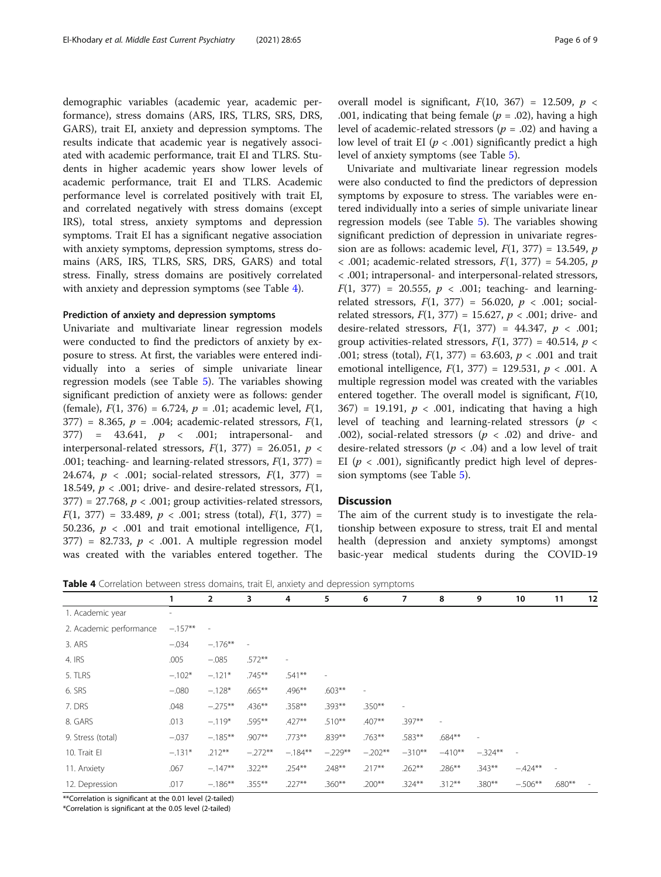demographic variables (academic year, academic performance), stress domains (ARS, IRS, TLRS, SRS, DRS, GARS), trait EI, anxiety and depression symptoms. The results indicate that academic year is negatively associated with academic performance, trait EI and TLRS. Students in higher academic years show lower levels of academic performance, trait EI and TLRS. Academic performance level is correlated positively with trait EI, and correlated negatively with stress domains (except IRS), total stress, anxiety symptoms and depression symptoms. Trait EI has a significant negative association with anxiety symptoms, depression symptoms, stress domains (ARS, IRS, TLRS, SRS, DRS, GARS) and total stress. Finally, stress domains are positively correlated with anxiety and depression symptoms (see Table 4).

### Prediction of anxiety and depression symptoms

Univariate and multivariate linear regression models were conducted to find the predictors of anxiety by exposure to stress. At first, the variables were entered individually into a series of simple univariate linear regression models (see Table 5). The variables showing significant prediction of anxiety were as follows: gender (female), $F(1, 376) = 6.724$, $p = .01$; academic level, $F(1, 377) = 8.365$, $p = .004$; academic-related stressors, $F(1, 377) = 43.641$, $p < .001$; intrapersonal- and interpersonal-related stressors, $F(1, 377) = 26.051$, $p < .001$; teaching- and learning-related stressors, $F(1, 377) = 24.674$, $p < .001$; social-related stressors, $F(1, 377) = 18.549$, $p < .001$; drive- and desire-related stressors, $F(1, 377) = 27.768$, $p < .001$; group activities-related stressors, $F(1, 377) = 33.489$, $p < .001$; stress (total), $F(1, 377) = 50.236$, $p < .001$ and trait emotional intelligence, $F(1, 377) = 82.733$, $p < .001$. A multiple regression model was created with the variables entered together. The overall model is significant, $F(10, 367) = 12.509$, $p < .001$, indicating that being female ($p = .02$), having a high level of academic-related stressors ($p = .02$) and having a low level of trait EI ($p < .001$) significantly predict a high level of anxiety symptoms (see Table 5).

Univariate and multivariate linear regression models were also conducted to find the predictors of depression symptoms by exposure to stress. The variables were entered individually into a series of simple univariate linear regression models (see Table 5). The variables showing significant prediction of depression in univariate regression are as follows: academic level, $F(1, 377) = 13.549$, $p < .001$; academic-related stressors, $F(1, 377) = 54.205$, $p < .001$; intrapersonal- and interpersonal-related stressors, $F(1, 377) = 20.555$, $p < .001$; teaching- and learning-related stressors, $F(1, 377) = 56.020$, $p < .001$; social-related stressors, $F(1, 377) = 15.627$, $p < .001$; drive- and desire-related stressors, $F(1, 377) = 44.347$, $p < .001$; group activities-related stressors, $F(1, 377) = 40.514$, $p < .001$; stress (total), $F(1, 377) = 63.603$, $p < .001$ and trait emotional intelligence, $F(1, 377) = 129.531$, $p < .001$. A multiple regression model was created with the variables entered together. The overall model is significant, $F(10, 367) = 19.191$, $p < .001$, indicating that having a high level of teaching and learning-related stressors ($p < .002$), social-related stressors ($p < .02$) and drive- and desire-related stressors ($p < .04$) and a low level of trait EI ($p < .001$), significantly predict high level of depression symptoms (see Table 5).

## Discussion

The aim of the current study is to investigate the relationship between exposure to stress, trait EI and mental health (depression and anxiety symptoms) amongst basic-year medical students during the COVID-19

**Table 4** Correlation between stress domains, trait EI, anxiety and depression symptoms

| | 1 | 2 | 3 | 4 | 5 | 6 | 7 | 8 | 9 | 10 | 11 | 12 |
|---|---|---|---|---|---|---|---|---|---|---|---|---|
| 1. Academic year | - | | | | | | | | | | | |
| 2. Academic performance | −.157** | - | | | | | | | | | | |
| 3. ARS | −.034 | −.176** | - | | | | | | | | | |
| 4. IRS | .005 | −.085 | .572** | - | | | | | | | | |
| 5. TLRS | −.102* | −.121* | .745** | .541** | - | | | | | | | |
| 6. SRS | −.080 | −.128* | .665** | .496** | .603** | - | | | | | | |
| 7. DRS | .048 | −.275** | .436** | .358** | .393** | .350** | - | | | | | |
| 8. GARS | .013 | −.119* | .595** | .427** | .510** | .407** | .397** | - | | | | |
| 9. Stress (total) | −.037 | −.185** | .907** | .773** | .839** | .763** | .583** | .684** | - | | | |
| 10. Trait EI | −.131* | .212** | −.272** | −.184** | −.229** | −.202** | −310** | −410** | −.324** | - | | |
| 11. Anxiety | .067 | −.147** | .322** | .254** | .248** | .217** | .262** | .286** | .343** | −.424** | - | |
| 12. Depression | .017 | −.186** | .355** | .227** | .360** | .200** | .324** | .312** | .380** | −.506** | .680** | - |

**Correlation is significant at the 0.01 level (2-tailed)

*Correlation is significant at the 0.05 level (2-tailed)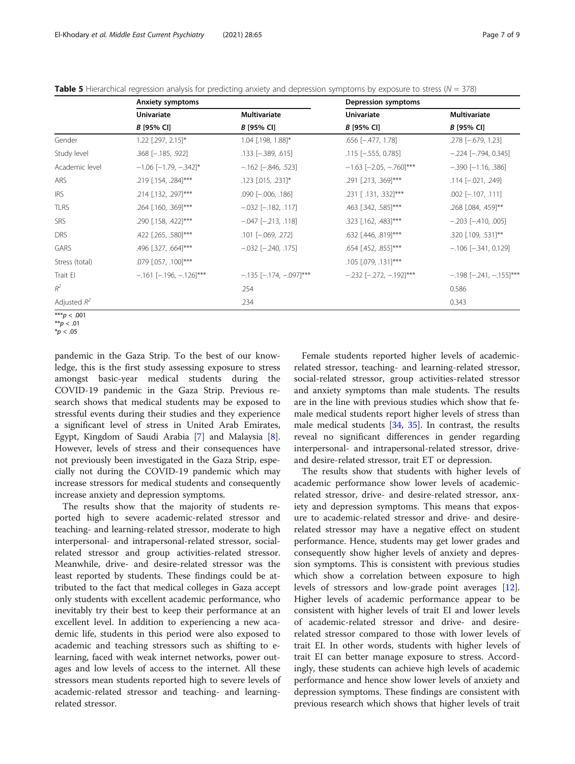**Table 5** Hierarchical regression analysis for predicting anxiety and depression symptoms by exposure to stress ($N$ = 378)

| | Anxiety symptoms | | Depression symptoms | |
|---|---|---|---|---|
| | **Univariate** | **Multivariate** | **Univariate** | **Multivariate** |
| | *B* [95% CI] | *B* [95% CI] | *B* [95% CI] | *B* [95% CI] |
| Gender | 1.22 [.297, 2.15]* | 1.04 [.198, 1.88]* | .656 [−.477, 1.78] | .278 [−.679, 1.23] |
| Study level | .368 [−.185, .922] | .133 [−.389, .615] | .115 [−.555, 0.785] | −.224 [−.794, 0.345] |
| Academic level | −1.06 [−1.79, −.342]* | −.162 [−.846, .523] | −1.63 [−2.05, −.760]*** | −.390 [−1.16, .386] |
| ARS | .219 [.154, .284]*** | .123 [.015, .231]* | .291 [.213, .369]*** | .114 [−.021, .249] |
| IRS | .214 [.132, .297]*** | .090 [−.006, .186] | .231 [ .131, .332]*** | .002 [−.107, .111] |
| TLRS | .264 [.160, .369]*** | −.032 [−.182, .117] | .463 [.342, .585]*** | .268 [.084, .459]** |
| SRS | .290 [.158, .422]*** | −.047 [−.213, .118] | .323 [.162, .483]*** | −.203 [−.410, .005] |
| DRS | .422 [.265, .580]*** | .101 [−.069, .272] | .632 [.446, .819]*** | .320 [.109, .531]** |
| GARS | .496 [.327, .664]*** | −.032 [−.240, .175] | .654 [.452, .855]*** | −.106 [−.341, 0.129] |
| Stress (total) | .079 [.057, .100]*** | | .105 [.079, .131]*** | |
| Trait EI | −.161 [−.196, −.126]*** | −.135 [−.174, −.097]*** | −.232 [−.272, −.192]*** | −.198 [−.241, −.155]*** |
| $R^2$ | | .254 | | 0.586 |
| Adjusted $R^2$ | | .234 | | 0.343 |

***$p$ < .001
**$p$ < .01
*$p$ < .05

pandemic in the Gaza Strip. To the best of our knowledge, this is the first study assessing exposure to stress amongst basic-year medical students during the COVID-19 pandemic in the Gaza Strip. Previous research shows that medical students may be exposed to stressful events during their studies and they experience a significant level of stress in United Arab Emirates, Egypt, Kingdom of Saudi Arabia [7] and Malaysia [8]. However, levels of stress and their consequences have not previously been investigated in the Gaza Strip, especially not during the COVID-19 pandemic which may increase stressors for medical students and consequently increase anxiety and depression symptoms.

The results show that the majority of students reported high to severe academic-related stressor and teaching- and learning-related stressor, moderate to high interpersonal- and intrapersonal-related stressor, social-related stressor and group activities-related stressor. Meanwhile, drive- and desire-related stressor was the least reported by students. These findings could be attributed to the fact that medical colleges in Gaza accept only students with excellent academic performance, who inevitably try their best to keep their performance at an excellent level. In addition to experiencing a new academic life, students in this period were also exposed to academic and teaching stressors such as shifting to e-learning, faced with weak internet networks, power outages and low levels of access to the internet. All these stressors mean students reported high to severe levels of academic-related stressor and teaching- and learning-related stressor.

Female students reported higher levels of academic-related stressor, teaching- and learning-related stressor, social-related stressor, group activities-related stressor and anxiety symptoms than male students. The results are in the line with previous studies which show that female medical students report higher levels of stress than male medical students [34, 35]. In contrast, the results reveal no significant differences in gender regarding interpersonal- and intrapersonal-related stressor, drive- and desire-related stressor, trait ET or depression.

The results show that students with higher levels of academic performance show lower levels of academic-related stressor, drive- and desire-related stressor, anxiety and depression symptoms. This means that exposure to academic-related stressor and drive- and desire-related stressor may have a negative effect on student performance. Hence, students may get lower grades and consequently show higher levels of anxiety and depression symptoms. This is consistent with previous studies which show a correlation between exposure to high levels of stressors and low-grade point averages [12]. Higher levels of academic performance appear to be consistent with higher levels of trait EI and lower levels of academic-related stressor and drive- and desire-related stressor compared to those with lower levels of trait EI. In other words, students with higher levels of trait EI can better manage exposure to stress. Accordingly, these students can achieve high levels of academic performance and hence show lower levels of anxiety and depression symptoms. These findings are consistent with previous research which shows that higher levels of trait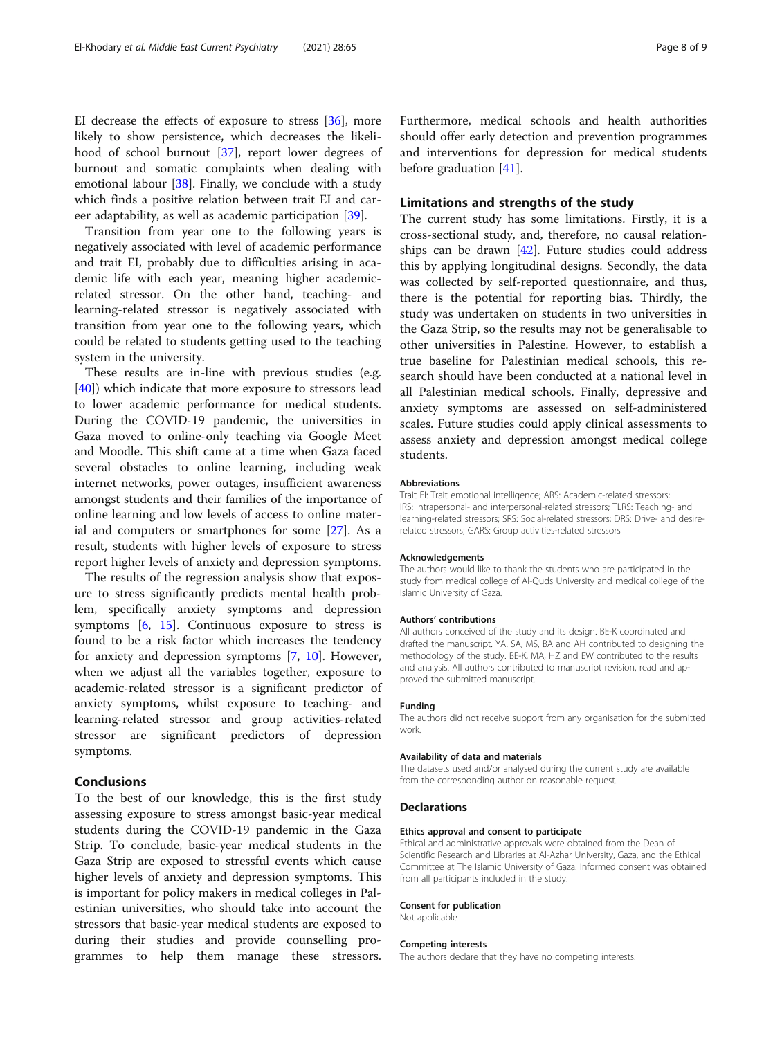EI decrease the effects of exposure to stress [36], more likely to show persistence, which decreases the likelihood of school burnout [37], report lower degrees of burnout and somatic complaints when dealing with emotional labour [38]. Finally, we conclude with a study which finds a positive relation between trait EI and career adaptability, as well as academic participation [39].

Transition from year one to the following years is negatively associated with level of academic performance and trait EI, probably due to difficulties arising in academic life with each year, meaning higher academic-related stressor. On the other hand, teaching- and learning-related stressor is negatively associated with transition from year one to the following years, which could be related to students getting used to the teaching system in the university.

These results are in-line with previous studies (e.g. [40]) which indicate that more exposure to stressors lead to lower academic performance for medical students. During the COVID-19 pandemic, the universities in Gaza moved to online-only teaching via Google Meet and Moodle. This shift came at a time when Gaza faced several obstacles to online learning, including weak internet networks, power outages, insufficient awareness amongst students and their families of the importance of online learning and low levels of access to online material and computers or smartphones for some [27]. As a result, students with higher levels of exposure to stress report higher levels of anxiety and depression symptoms.

The results of the regression analysis show that exposure to stress significantly predicts mental health problem, specifically anxiety symptoms and depression symptoms [6, 15]. Continuous exposure to stress is found to be a risk factor which increases the tendency for anxiety and depression symptoms [7, 10]. However, when we adjust all the variables together, exposure to academic-related stressor is a significant predictor of anxiety symptoms, whilst exposure to teaching- and learning-related stressor and group activities-related stressor are significant predictors of depression symptoms.

## Conclusions

To the best of our knowledge, this is the first study assessing exposure to stress amongst basic-year medical students during the COVID-19 pandemic in the Gaza Strip. To conclude, basic-year medical students in the Gaza Strip are exposed to stressful events which cause higher levels of anxiety and depression symptoms. This is important for policy makers in medical colleges in Palestinian universities, who should take into account the stressors that basic-year medical students are exposed to during their studies and provide counselling programmes to help them manage these stressors. Furthermore, medical schools and health authorities should offer early detection and prevention programmes and interventions for depression for medical students before graduation [41].

## Limitations and strengths of the study

The current study has some limitations. Firstly, it is a cross-sectional study, and, therefore, no causal relationships can be drawn [42]. Future studies could address this by applying longitudinal designs. Secondly, the data was collected by self-reported questionnaire, and thus, there is the potential for reporting bias. Thirdly, the study was undertaken on students in two universities in the Gaza Strip, so the results may not be generalisable to other universities in Palestine. However, to establish a true baseline for Palestinian medical schools, this research should have been conducted at a national level in all Palestinian medical schools. Finally, depressive and anxiety symptoms are assessed on self-administered scales. Future studies could apply clinical assessments to assess anxiety and depression amongst medical college students.

#### Abbreviations

Trait EI: Trait emotional intelligence; ARS: Academic-related stressors; IRS: Intrapersonal- and interpersonal-related stressors; TLRS: Teaching- and learning-related stressors; SRS: Social-related stressors; DRS: Drive- and desire-related stressors; GARS: Group activities-related stressors

#### Acknowledgements

The authors would like to thank the students who are participated in the study from medical college of Al-Quds University and medical college of the Islamic University of Gaza.

#### Authors' contributions

All authors conceived of the study and its design. BE-K coordinated and drafted the manuscript. YA, SA, MS, BA and AH contributed to designing the methodology of the study. BE-K, MA, HZ and EW contributed to the results and analysis. All authors contributed to manuscript revision, read and approved the submitted manuscript.

#### Funding

The authors did not receive support from any organisation for the submitted work.

#### Availability of data and materials

The datasets used and/or analysed during the current study are available from the corresponding author on reasonable request.

## Declarations

#### Ethics approval and consent to participate

Ethical and administrative approvals were obtained from the Dean of Scientific Research and Libraries at Al-Azhar University, Gaza, and the Ethical Committee at The Islamic University of Gaza. Informed consent was obtained from all participants included in the study.

#### Consent for publication

Not applicable

#### Competing interests

The authors declare that they have no competing interests.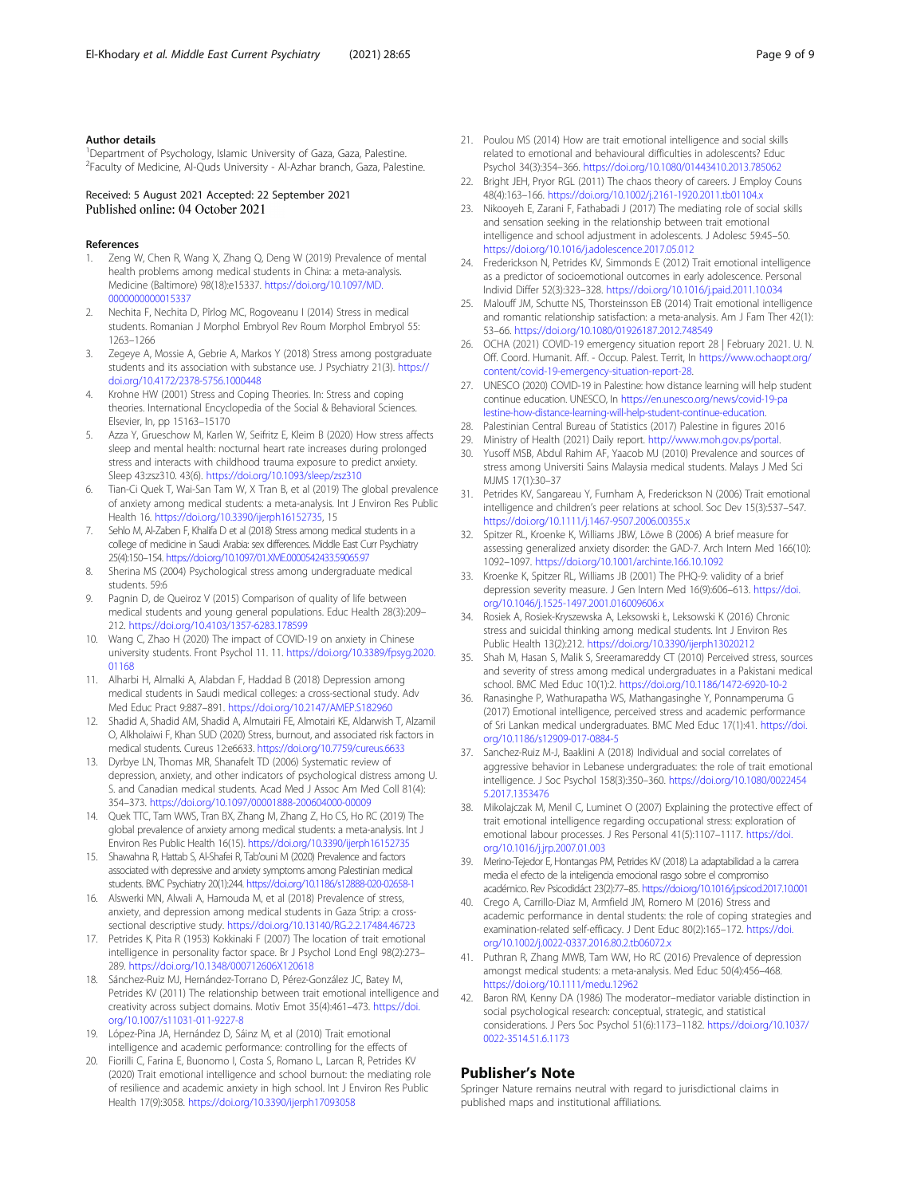### Author details

[1]Department of Psychology, Islamic University of Gaza, Gaza, Palestine. [2]Faculty of Medicine, Al-Quds University - Al-Azhar branch, Gaza, Palestine.

Received: 5 August 2021 Accepted: 22 September 2021
Published online: 04 October 2021

### References

1. Zeng W, Chen R, Wang X, Zhang Q, Deng W (2019) Prevalence of mental health problems among medical students in China: a meta-analysis. Medicine (Baltimore) 98(18):e15337. https://doi.org/10.1097/MD.0000000000015337
2. Nechita F, Nechita D, Pîrlog MC, Rogoveanu I (2014) Stress in medical students. Romanian J Morphol Embryol Rev Roum Morphol Embryol 55: 1263–1266
3. Zegeye A, Mossie A, Gebrie A, Markos Y (2018) Stress among postgraduate students and its association with substance use. J Psychiatry 21(3). https://doi.org/10.4172/2378-5756.1000448
4. Krohne HW (2001) Stress and Coping Theories. In: Stress and coping theories. International Encyclopedia of the Social & Behavioral Sciences. Elsevier, In, pp 15163–15170
5. Azza Y, Grueschow M, Karlen W, Seifritz E, Kleim B (2020) How stress affects sleep and mental health: nocturnal heart rate increases during prolonged stress and interacts with childhood trauma exposure to predict anxiety. Sleep 43:zsz310. 43(6). https://doi.org/10.1093/sleep/zsz310
6. Tian-Ci Quek T, Wai-San Tam W, X Tran B, et al (2019) The global prevalence of anxiety among medical students: a meta-analysis. Int J Environ Res Public Health 16. https://doi.org/10.3390/ijerph16152735, 15
7. Sehlo M, Al-Zaben F, Khalifa D et al (2018) Stress among medical students in a college of medicine in Saudi Arabia: sex differences. Middle East Curr Psychiatry 25(4):150–154. https://doi.org/10.1097/01.XME.0000542433.59065.97
8. Sherina MS (2004) Psychological stress among undergraduate medical students. 59:6
9. Pagnin D, de Queiroz V (2015) Comparison of quality of life between medical students and young general populations. Educ Health 28(3):209–212. https://doi.org/10.4103/1357-6283.178599
10. Wang C, Zhao H (2020) The impact of COVID-19 on anxiety in Chinese university students. Front Psychol 11. 11. https://doi.org/10.3389/fpsyg.2020.01168
11. Alharbi H, Almalki A, Alabdan F, Haddad B (2018) Depression among medical students in Saudi medical colleges: a cross-sectional study. Adv Med Educ Pract 9:887–891. https://doi.org/10.2147/AMEP.S182960
12. Shadid A, Shadid AM, Shadid A, Almutairi FE, Almotairi KE, Aldarwish T, Alzamil O, Alkholaiwi F, Khan SUD (2020) Stress, burnout, and associated risk factors in medical students. Cureus 12:e6633. https://doi.org/10.7759/cureus.6633
13. Dyrbye LN, Thomas MR, Shanafelt TD (2006) Systematic review of depression, anxiety, and other indicators of psychological distress among U. S. and Canadian medical students. Acad Med J Assoc Am Med Coll 81(4): 354–373. https://doi.org/10.1097/00001888-200604000-00009
14. Quek TTC, Tam WWS, Tran BX, Zhang M, Zhang Z, Ho CS, Ho RC (2019) The global prevalence of anxiety among medical students: a meta-analysis. Int J Environ Res Public Health 16(15). https://doi.org/10.3390/ijerph16152735
15. Shawahna R, Hattab S, Al-Shafei R, Tab'ouni M (2020) Prevalence and factors associated with depressive and anxiety symptoms among Palestinian medical students. BMC Psychiatry 20(1):244. https://doi.org/10.1186/s12888-020-02658-1
16. Alswerki MN, Alwali A, Hamouda M, et al (2018) Prevalence of stress, anxiety, and depression among medical students in Gaza Strip: a cross-sectional descriptive study. https://doi.org/10.13140/RG.2.2.17484.46723
17. Petrides K, Pita R (1953) Kokkinaki F (2007) The location of trait emotional intelligence in personality factor space. Br J Psychol Lond Engl 98(2):273–289. https://doi.org/10.1348/000712606X120618
18. Sánchez-Ruiz MJ, Hernández-Torrano D, Pérez-González JC, Batey M, Petrides KV (2011) The relationship between trait emotional intelligence and creativity across subject domains. Motiv Emot 35(4):461–473. https://doi.org/10.1007/s11031-011-9227-8
19. López-Pina JA, Hernández D, Sáinz M, et al (2010) Trait emotional intelligence and academic performance: controlling for the effects of
20. Fiorilli C, Farina E, Buonomo I, Costa S, Romano L, Larcan R, Petrides KV (2020) Trait emotional intelligence and school burnout: the mediating role of resilience and academic anxiety in high school. Int J Environ Res Public Health 17(9):3058. https://doi.org/10.3390/ijerph17093058
21. Poulou MS (2014) How are trait emotional intelligence and social skills related to emotional and behavioural difficulties in adolescents? Educ Psychol 34(3):354–366. https://doi.org/10.1080/01443410.2013.785062
22. Bright JEH, Pryor RGL (2011) The chaos theory of careers. J Employ Couns 48(4):163–166. https://doi.org/10.1002/j.2161-1920.2011.tb01104.x
23. Nikooyeh E, Zarani F, Fathabadi J (2017) The mediating role of social skills and sensation seeking in the relationship between trait emotional intelligence and school adjustment in adolescents. J Adolesc 59:45–50. https://doi.org/10.1016/j.adolescence.2017.05.012
24. Frederickson N, Petrides KV, Simmonds E (2012) Trait emotional intelligence as a predictor of socioemotional outcomes in early adolescence. Personal Individ Differ 52(3):323–328. https://doi.org/10.1016/j.paid.2011.10.034
25. Malouff JM, Schutte NS, Thorsteinsson EB (2014) Trait emotional intelligence and romantic relationship satisfaction: a meta-analysis. Am J Fam Ther 42(1): 53–66. https://doi.org/10.1080/01926187.2012.748549
26. OCHA (2021) COVID-19 emergency situation report 28 | February 2021. U. N. Off. Coord. Humanit. Aff. - Occup. Palest. Territ, In https://www.ochaopt.org/content/covid-19-emergency-situation-report-28.
27. UNESCO (2020) COVID-19 in Palestine: how distance learning will help student continue education. UNESCO, In https://en.unesco.org/news/covid-19-palestine-how-distance-learning-will-help-student-continue-education.
28. Palestinian Central Bureau of Statistics (2017) Palestine in figures 2016
29. Ministry of Health (2021) Daily report. http://www.moh.gov.ps/portal.
30. Yusoff MSB, Abdul Rahim AF, Yaacob MJ (2010) Prevalence and sources of stress among Universiti Sains Malaysia medical students. Malays J Med Sci MJMS 17(1):30–37
31. Petrides KV, Sangareau Y, Furnham A, Frederickson N (2006) Trait emotional intelligence and children's peer relations at school. Soc Dev 15(3):537–547. https://doi.org/10.1111/j.1467-9507.2006.00355.x
32. Spitzer RL, Kroenke K, Williams JBW, Löwe B (2006) A brief measure for assessing generalized anxiety disorder: the GAD-7. Arch Intern Med 166(10): 1092–1097. https://doi.org/10.1001/archinte.166.10.1092
33. Kroenke K, Spitzer RL, Williams JB (2001) The PHQ-9: validity of a brief depression severity measure. J Gen Intern Med 16(9):606–613. https://doi.org/10.1046/j.1525-1497.2001.016009606.x
34. Rosiek A, Rosiek-Kryszewska A, Leksowski Ł, Leksowski K (2016) Chronic stress and suicidal thinking among medical students. Int J Environ Res Public Health 13(2):212. https://doi.org/10.3390/ijerph13020212
35. Shah M, Hasan S, Malik S, Sreeramareddy CT (2010) Perceived stress, sources and severity of stress among medical undergraduates in a Pakistani medical school. BMC Med Educ 10(1):2. https://doi.org/10.1186/1472-6920-10-2
36. Ranasinghe P, Wathurapatha WS, Mathangasinghe Y, Ponnamperuma G (2017) Emotional intelligence, perceived stress and academic performance of Sri Lankan medical undergraduates. BMC Med Educ 17(1):41. https://doi.org/10.1186/s12909-017-0884-5
37. Sanchez-Ruiz M-J, Baaklini A (2018) Individual and social correlates of aggressive behavior in Lebanese undergraduates: the role of trait emotional intelligence. J Soc Psychol 158(3):350–360. https://doi.org/10.1080/00224545.2017.1353476
38. Mikolajczak M, Menil C, Luminet O (2007) Explaining the protective effect of trait emotional intelligence regarding occupational stress: exploration of emotional labour processes. J Res Personal 41(5):1107–1117. https://doi.org/10.1016/j.jrp.2007.01.003
39. Merino-Tejedor E, Hontangas PM, Petrides KV (2018) La adaptabilidad a la carrera media el efecto de la inteligencia emocional rasgo sobre el compromiso académico. Rev Psicodidáct 23(2):77–85. https://doi.org/10.1016/j.psicod.2017.10.001
40. Crego A, Carrillo-Diaz M, Armfield JM, Romero M (2016) Stress and academic performance in dental students: the role of coping strategies and examination-related self-efficacy. J Dent Educ 80(2):165–172. https://doi.org/10.1002/j.0022-0337.2016.80.2.tb06072.x
41. Puthran R, Zhang MWB, Tam WW, Ho RC (2016) Prevalence of depression amongst medical students: a meta-analysis. Med Educ 50(4):456–468. https://doi.org/10.1111/medu.12962
42. Baron RM, Kenny DA (1986) The moderator–mediator variable distinction in social psychological research: conceptual, strategic, and statistical considerations. J Pers Soc Psychol 51(6):1173–1182. https://doi.org/10.1037/0022-3514.51.6.1173

## Publisher's Note

Springer Nature remains neutral with regard to jurisdictional claims in published maps and institutional affiliations.